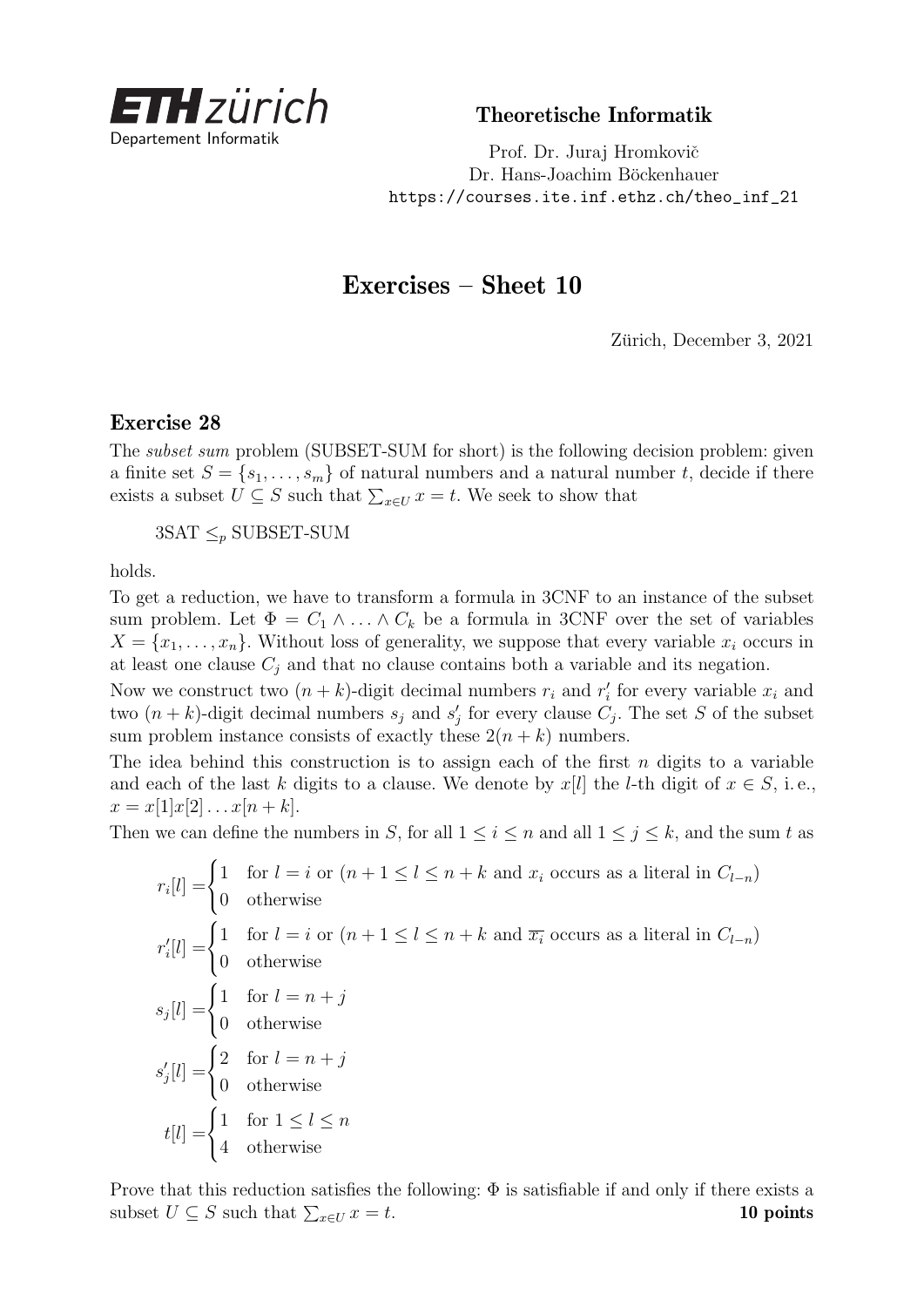ETH zürich
Departement Informatik

**Theoretische Informatik**

Prof. Dr. Juraj Hromkovič
Dr. Hans-Joachim Böckenhauer
https://courses.ite.inf.ethz.ch/theo_inf_21

# Exercises – Sheet 10

Zürich, December 3, 2021

## Exercise 28

The *subset sum* problem (SUBSET-SUM for short) is the following decision problem: given a finite set $S = \{s_1, \ldots, s_m\}$ of natural numbers and a natural number $t$, decide if there exists a subset $U \subseteq S$ such that $\sum_{x \in U} x = t$. We seek to show that

$$3\text{SAT} \leq_p \text{SUBSET-SUM}$$

holds.

To get a reduction, we have to transform a formula in 3CNF to an instance of the subset sum problem. Let $\Phi = C_1 \wedge \ldots \wedge C_k$ be a formula in 3CNF over the set of variables $X = \{x_1, \ldots, x_n\}$. Without loss of generality, we suppose that every variable $x_i$ occurs in at least one clause $C_j$ and that no clause contains both a variable and its negation.

Now we construct two $(n+k)$-digit decimal numbers $r_i$ and $r'_i$ for every variable $x_i$ and two $(n+k)$-digit decimal numbers $s_j$ and $s'_j$ for every clause $C_j$. The set $S$ of the subset sum problem instance consists of exactly these $2(n+k)$ numbers.

The idea behind this construction is to assign each of the first $n$ digits to a variable and each of the last $k$ digits to a clause. We denote by $x[l]$ the $l$-th digit of $x \in S$, i.e., $x = x[1]x[2]\ldots x[n+k]$.

Then we can define the numbers in $S$, for all $1 \leq i \leq n$ and all $1 \leq j \leq k$, and the sum $t$ as

$$r_i[l] = \begin{cases} 1 & \text{for } l = i \text{ or } (n+1 \leq l \leq n+k \text{ and } x_i \text{ occurs as a literal in } C_{l-n}) \\ 0 & \text{otherwise} \end{cases}$$

$$r'_i[l] = \begin{cases} 1 & \text{for } l = i \text{ or } (n+1 \leq l \leq n+k \text{ and } \overline{x_i} \text{ occurs as a literal in } C_{l-n}) \\ 0 & \text{otherwise} \end{cases}$$

$$s_j[l] = \begin{cases} 1 & \text{for } l = n+j \\ 0 & \text{otherwise} \end{cases}$$

$$s'_j[l] = \begin{cases} 2 & \text{for } l = n+j \\ 0 & \text{otherwise} \end{cases}$$

$$t[l] = \begin{cases} 1 & \text{for } 1 \leq l \leq n \\ 4 & \text{otherwise} \end{cases}$$

Prove that this reduction satisfies the following: $\Phi$ is satisfiable if and only if there exists a subset $U \subseteq S$ such that $\sum_{x \in U} x = t$. **10 points**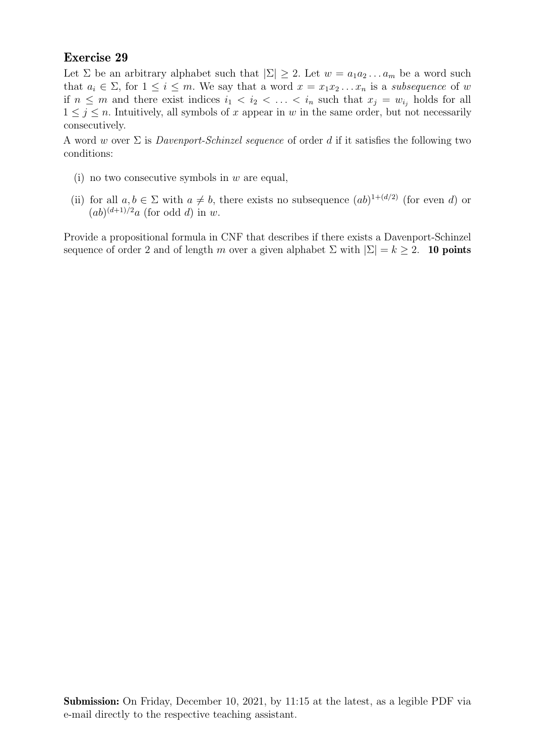## Exercise 29

Let $\Sigma$ be an arbitrary alphabet such that $|\Sigma| \geq 2$. Let $w = a_1 a_2 \ldots a_m$ be a word such that $a_i \in \Sigma$, for $1 \leq i \leq m$. We say that a word $x = x_1 x_2 \ldots x_n$ is a *subsequence* of $w$ if $n \leq m$ and there exist indices $i_1 < i_2 < \ldots < i_n$ such that $x_j = w_{i_j}$ holds for all $1 \leq j \leq n$. Intuitively, all symbols of $x$ appear in $w$ in the same order, but not necessarily consecutively.

A word $w$ over $\Sigma$ is *Davenport-Schinzel sequence* of order $d$ if it satisfies the following two conditions:

(i) no two consecutive symbols in $w$ are equal,

(ii) for all $a, b \in \Sigma$ with $a \neq b$, there exists no subsequence $(ab)^{1+(d/2)}$ (for even $d$) or $(ab)^{(d+1)/2}a$ (for odd $d$) in $w$.

Provide a propositional formula in CNF that describes if there exists a Davenport-Schinzel sequence of order 2 and of length $m$ over a given alphabet $\Sigma$ with $|\Sigma| = k \geq 2$. **10 points**

**Submission:** On Friday, December 10, 2021, by 11:15 at the latest, as a legible PDF via e-mail directly to the respective teaching assistant.